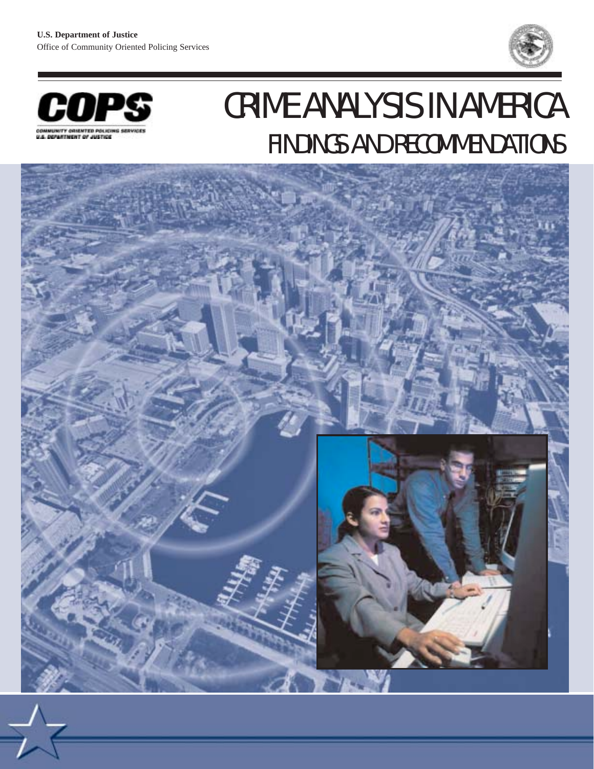**U.S. Department of Justice**
Office of Community Oriented Policing Services

COPS
COMMUNITY ORIENTED POLICING SERVICES
U.S. DEPARTMENT OF JUSTICE

# CRIME ANALYSIS IN AMERICA

## FINDINGS AND RECOMMENDATIONS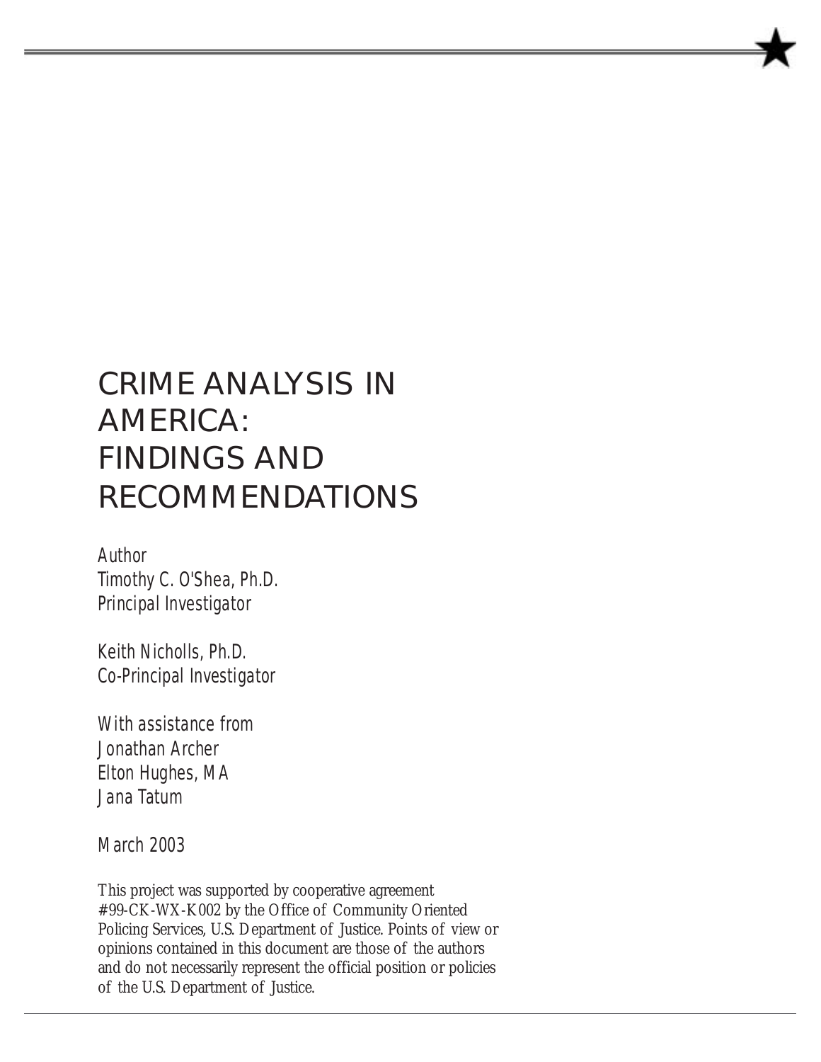# CRIME ANALYSIS IN AMERICA: FINDINGS AND RECOMMENDATIONS

*Author*
*Timothy C. O'Shea, Ph.D.*
*Principal Investigator*

*Keith Nicholls, Ph.D.*
*Co-Principal Investigator*

*With assistance from*
*Jonathan Archer*
*Elton Hughes, MA*
*Jana Tatum*

*March 2003*

This project was supported by cooperative agreement #99-CK-WX-K002 by the Office of Community Oriented Policing Services, U.S. Department of Justice. Points of view or opinions contained in this document are those of the authors and do not necessarily represent the official position or policies of the U.S. Department of Justice.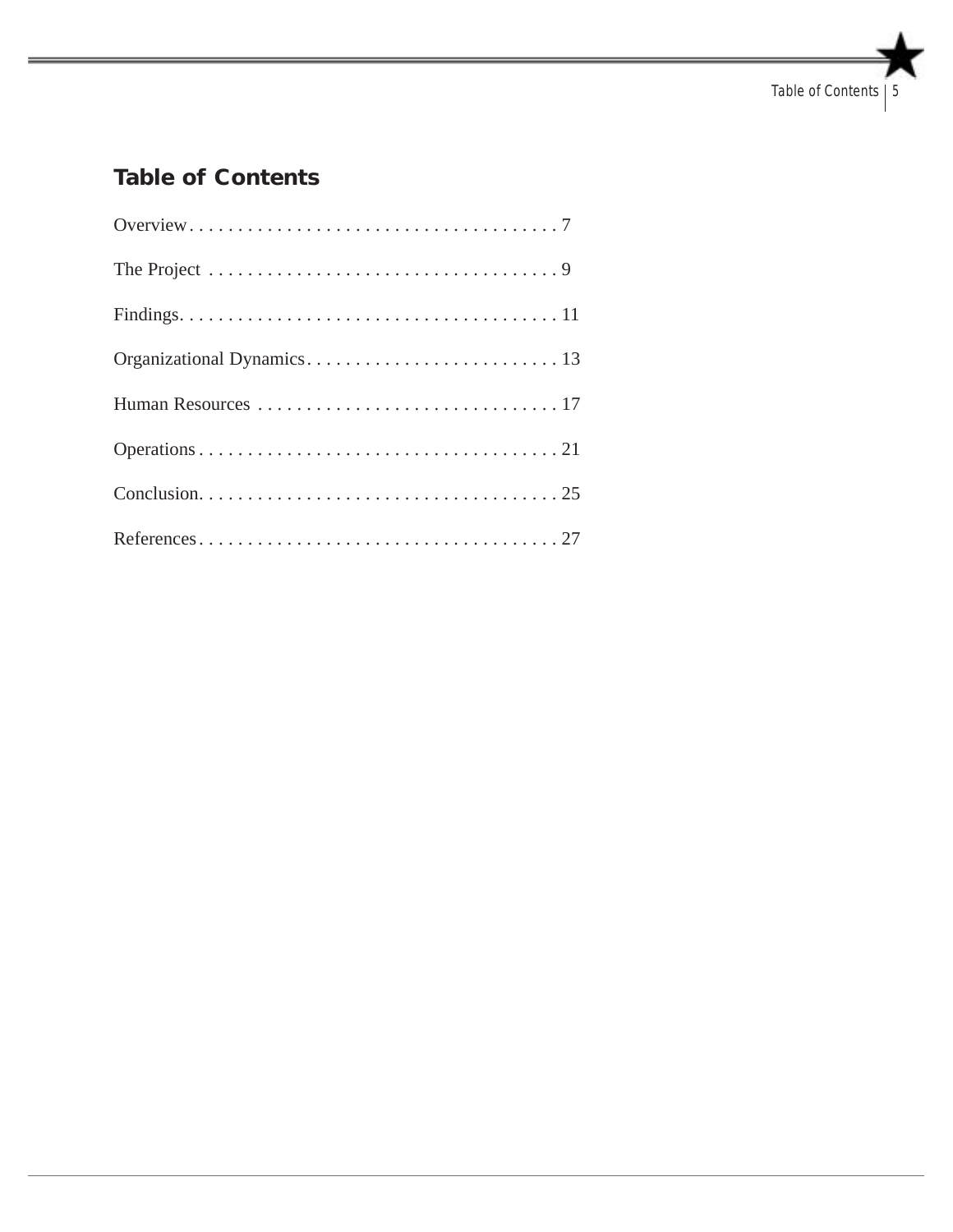## Table of Contents

Overview . . . . . . . . . . . . . . . . . . . . . . . . . . . . . . . . . . . . . . . 7

The Project . . . . . . . . . . . . . . . . . . . . . . . . . . . . . . . . . . . . 9

Findings. . . . . . . . . . . . . . . . . . . . . . . . . . . . . . . . . . . . . . . 11

Organizational Dynamics . . . . . . . . . . . . . . . . . . . . . . . . . . 13

Human Resources . . . . . . . . . . . . . . . . . . . . . . . . . . . . . . . 17

Operations . . . . . . . . . . . . . . . . . . . . . . . . . . . . . . . . . . . . . 21

Conclusion. . . . . . . . . . . . . . . . . . . . . . . . . . . . . . . . . . . . . 25

References . . . . . . . . . . . . . . . . . . . . . . . . . . . . . . . . . . . . . 27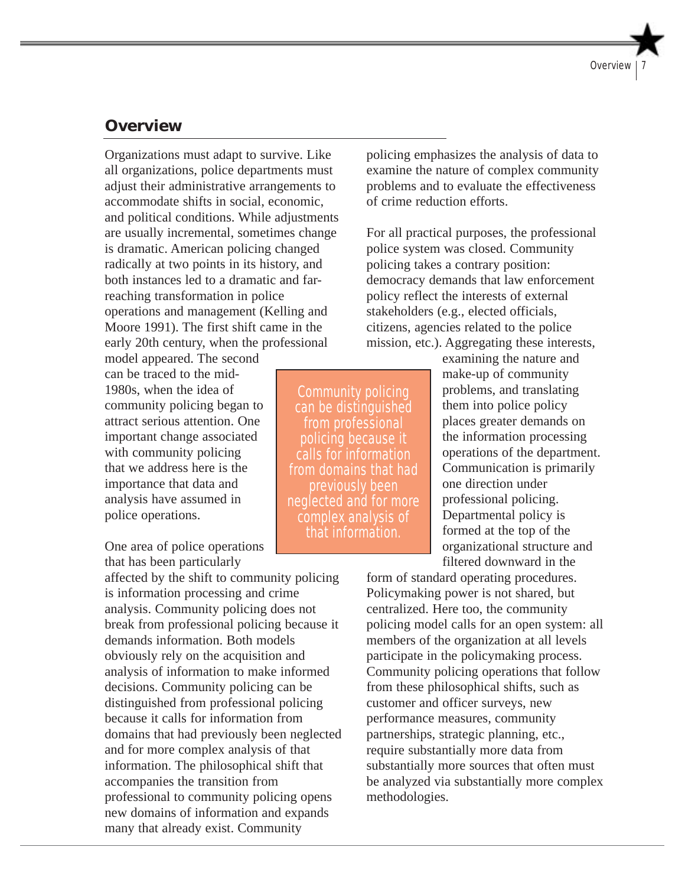## Overview

Organizations must adapt to survive. Like all organizations, police departments must adjust their administrative arrangements to accommodate shifts in social, economic, and political conditions. While adjustments are usually incremental, sometimes change is dramatic. American policing changed radically at two points in its history, and both instances led to a dramatic and far-reaching transformation in police operations and management (Kelling and Moore 1991). The first shift came in the early 20th century, when the professional model appeared. The second can be traced to the mid-1980s, when the idea of community policing began to attract serious attention. One important change associated with community policing that we address here is the importance that data and analysis have assumed in police operations.

> Community policing can be distinguished from professional policing because it calls for information from domains that had previously been neglected and for more complex analysis of that information.

One area of police operations that has been particularly affected by the shift to community policing is information processing and crime analysis. Community policing does not break from professional policing because it demands information. Both models obviously rely on the acquisition and analysis of information to make informed decisions. Community policing can be distinguished from professional policing because it calls for information from domains that had previously been neglected and for more complex analysis of that information. The philosophical shift that accompanies the transition from professional to community policing opens new domains of information and expands many that already exist. Community policing emphasizes the analysis of data to examine the nature of complex community problems and to evaluate the effectiveness of crime reduction efforts.

For all practical purposes, the professional police system was closed. Community policing takes a contrary position: democracy demands that law enforcement policy reflect the interests of external stakeholders (e.g., elected officials, citizens, agencies related to the police mission, etc.). Aggregating these interests, examining the nature and make-up of community problems, and translating them into police policy places greater demands on the information processing operations of the department. Communication is primarily one direction under professional policing. Departmental policy is formed at the top of the organizational structure and filtered downward in the form of standard operating procedures. Policymaking power is not shared, but centralized. Here too, the community policing model calls for an open system: all members of the organization at all levels participate in the policymaking process. Community policing operations that follow from these philosophical shifts, such as customer and officer surveys, new performance measures, community partnerships, strategic planning, etc., require substantially more data from substantially more sources that often must be analyzed via substantially more complex methodologies.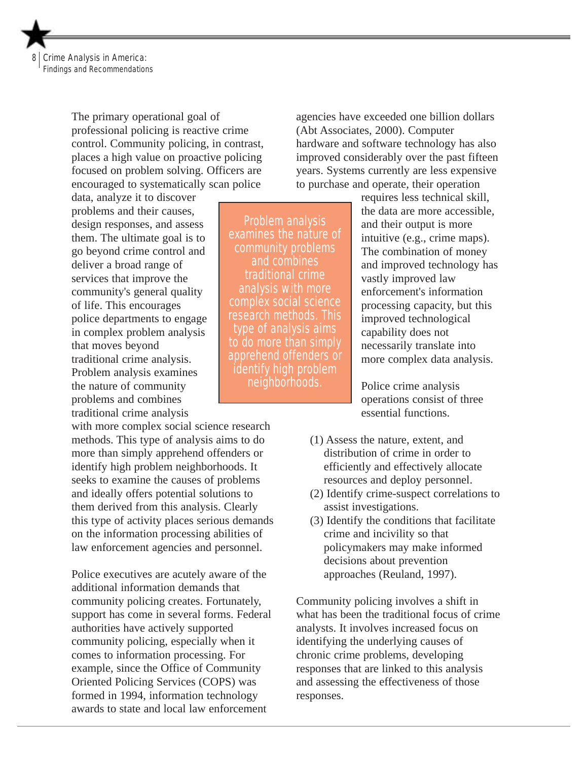The primary operational goal of professional policing is reactive crime control. Community policing, in contrast, places a high value on proactive policing focused on problem solving. Officers are encouraged to systematically scan police data, analyze it to discover problems and their causes, design responses, and assess them. The ultimate goal is to go beyond crime control and deliver a broad range of services that improve the community's general quality of life. This encourages police departments to engage in complex problem analysis that moves beyond traditional crime analysis. Problem analysis examines the nature of community problems and combines traditional crime analysis with more complex social science research methods. This type of analysis aims to do more than simply apprehend offenders or identify high problem neighborhoods. It seeks to examine the causes of problems and ideally offers potential solutions to them derived from this analysis. Clearly this type of activity places serious demands on the information processing abilities of law enforcement agencies and personnel.

> Problem analysis examines the nature of community problems and combines traditional crime analysis with more complex social science research methods. This type of analysis aims to do more than simply apprehend offenders or identify high problem neighborhoods.

Police executives are acutely aware of the additional information demands that community policing creates. Fortunately, support has come in several forms. Federal authorities have actively supported community policing, especially when it comes to information processing. For example, since the Office of Community Oriented Policing Services (COPS) was formed in 1994, information technology awards to state and local law enforcement agencies have exceeded one billion dollars (Abt Associates, 2000). Computer hardware and software technology has also improved considerably over the past fifteen years. Systems currently are less expensive to purchase and operate, their operation requires less technical skill, the data are more accessible, and their output is more intuitive (e.g., crime maps). The combination of money and improved technology has vastly improved law enforcement's information processing capacity, but this improved technological capability does not necessarily translate into more complex data analysis.

Police crime analysis operations consist of three essential functions.

(1) Assess the nature, extent, and distribution of crime in order to efficiently and effectively allocate resources and deploy personnel.
(2) Identify crime-suspect correlations to assist investigations.
(3) Identify the conditions that facilitate crime and incivility so that policymakers may make informed decisions about prevention approaches (Reuland, 1997).

Community policing involves a shift in what has been the traditional focus of crime analysts. It involves increased focus on identifying the underlying causes of chronic crime problems, developing responses that are linked to this analysis and assessing the effectiveness of those responses.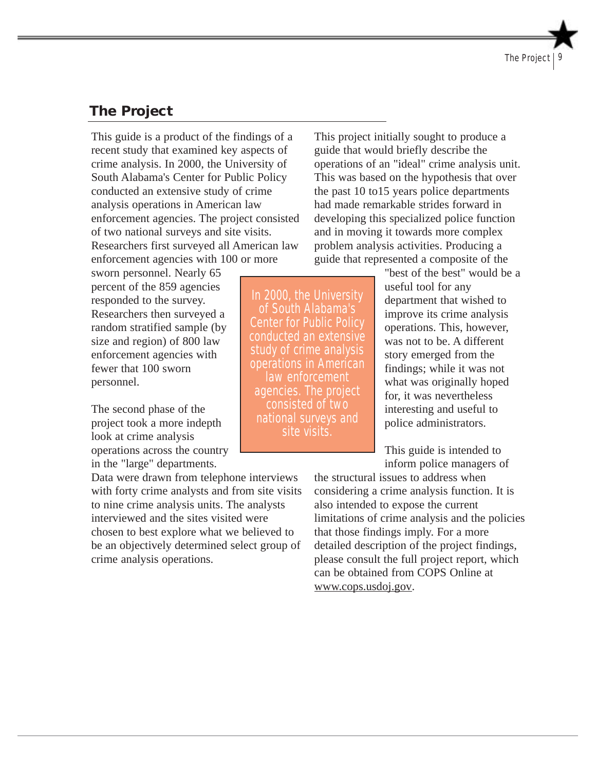## The Project

This guide is a product of the findings of a recent study that examined key aspects of crime analysis. In 2000, the University of South Alabama's Center for Public Policy conducted an extensive study of crime analysis operations in American law enforcement agencies. The project consisted of two national surveys and site visits. Researchers first surveyed all American law enforcement agencies with 100 or more sworn personnel. Nearly 65 percent of the 859 agencies responded to the survey. Researchers then surveyed a random stratified sample (by size and region) of 800 law enforcement agencies with fewer that 100 sworn personnel.

The second phase of the project took a more indepth look at crime analysis operations across the country in the "large" departments. Data were drawn from telephone interviews with forty crime analysts and from site visits to nine crime analysis units. The analysts interviewed and the sites visited were chosen to best explore what we believed to be an objectively determined select group of crime analysis operations.

> In 2000, the University of South Alabama's Center for Public Policy conducted an extensive study of crime analysis operations in American law enforcement agencies. The project consisted of two national surveys and site visits.

This project initially sought to produce a guide that would briefly describe the operations of an "ideal" crime analysis unit. This was based on the hypothesis that over the past 10 to15 years police departments had made remarkable strides forward in developing this specialized police function and in moving it towards more complex problem analysis activities. Producing a guide that represented a composite of the "best of the best" would be a useful tool for any department that wished to improve its crime analysis operations. This, however, was not to be. A different story emerged from the findings; while it was not what was originally hoped for, it was nevertheless interesting and useful to police administrators.

This guide is intended to inform police managers of the structural issues to address when considering a crime analysis function. It is also intended to expose the current limitations of crime analysis and the policies that those findings imply. For a more detailed description of the project findings, please consult the full project report, which can be obtained from COPS Online at www.cops.usdoj.gov.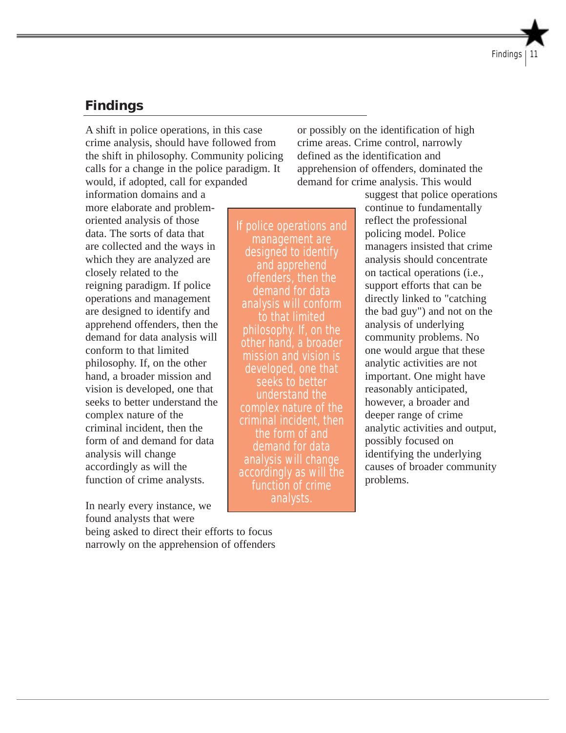## Findings

A shift in police operations, in this case crime analysis, should have followed from the shift in philosophy. Community policing calls for a change in the police paradigm. It would, if adopted, call for expanded information domains and a more elaborate and problem-oriented analysis of those data. The sorts of data that are collected and the ways in which they are analyzed are closely related to the reigning paradigm. If police operations and management are designed to identify and apprehend offenders, then the demand for data analysis will conform to that limited philosophy. If, on the other hand, a broader mission and vision is developed, one that seeks to better understand the complex nature of the criminal incident, then the form of and demand for data analysis will change accordingly as will the function of crime analysts.

> If police operations and management are designed to identify and apprehend offenders, then the demand for data analysis will conform to that limited philosophy. If, on the other hand, a broader mission and vision is developed, one that seeks to better understand the complex nature of the criminal incident, then the form of and demand for data analysis will change accordingly as will the function of crime analysts.

In nearly every instance, we found analysts that were being asked to direct their efforts to focus narrowly on the apprehension of offenders or possibly on the identification of high crime areas. Crime control, narrowly defined as the identification and apprehension of offenders, dominated the demand for crime analysis. This would suggest that police operations continue to fundamentally reflect the professional policing model. Police managers insisted that crime analysis should concentrate on tactical operations (i.e., support efforts that can be directly linked to "catching the bad guy") and not on the analysis of underlying community problems. No one would argue that these analytic activities are not important. One might have reasonably anticipated, however, a broader and deeper range of crime analytic activities and output, possibly focused on identifying the underlying causes of broader community problems.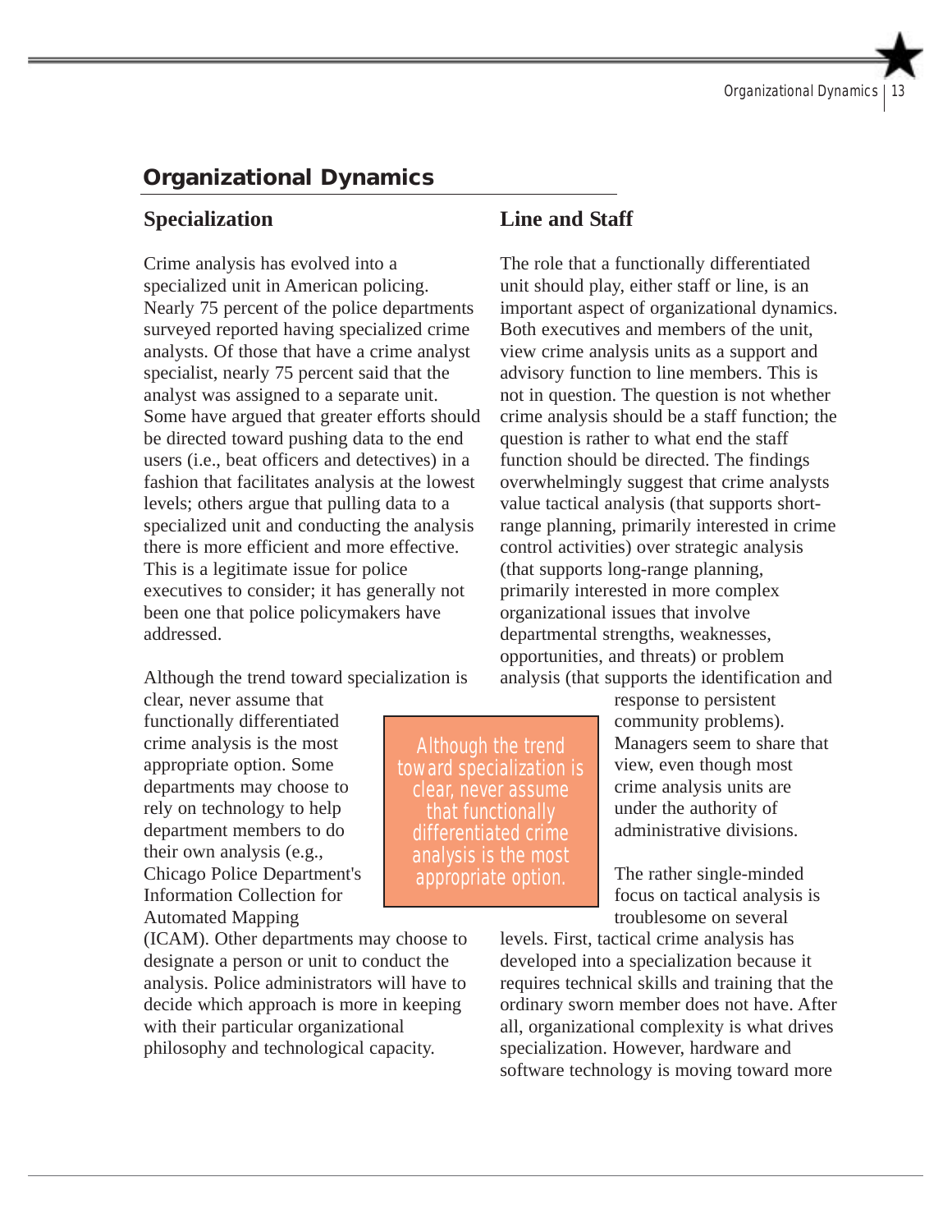## Organizational Dynamics

### Specialization

Crime analysis has evolved into a specialized unit in American policing. Nearly 75 percent of the police departments surveyed reported having specialized crime analysts. Of those that have a crime analyst specialist, nearly 75 percent said that the analyst was assigned to a separate unit. Some have argued that greater efforts should be directed toward pushing data to the end users (i.e., beat officers and detectives) in a fashion that facilitates analysis at the lowest levels; others argue that pulling data to a specialized unit and conducting the analysis there is more efficient and more effective. This is a legitimate issue for police executives to consider; it has generally not been one that police policymakers have addressed.

Although the trend toward specialization is clear, never assume that functionally differentiated crime analysis is the most appropriate option. Some departments may choose to rely on technology to help department members to do their own analysis (e.g., Chicago Police Department's Information Collection for Automated Mapping (ICAM). Other departments may choose to designate a person or unit to conduct the analysis. Police administrators will have to decide which approach is more in keeping with their particular organizational philosophy and technological capacity.

> Although the trend toward specialization is clear, never assume that functionally differentiated crime analysis is the most appropriate option.

### Line and Staff

The role that a functionally differentiated unit should play, either staff or line, is an important aspect of organizational dynamics. Both executives and members of the unit, view crime analysis units as a support and advisory function to line members. This is not in question. The question is not whether crime analysis should be a staff function; the question is rather to what end the staff function should be directed. The findings overwhelmingly suggest that crime analysts value tactical analysis (that supports short-range planning, primarily interested in crime control activities) over strategic analysis (that supports long-range planning, primarily interested in more complex organizational issues that involve departmental strengths, weaknesses, opportunities, and threats) or problem analysis (that supports the identification and response to persistent community problems). Managers seem to share that view, even though most crime analysis units are under the authority of administrative divisions.

The rather single-minded focus on tactical analysis is troublesome on several levels. First, tactical crime analysis has developed into a specialization because it requires technical skills and training that the ordinary sworn member does not have. After all, organizational complexity is what drives specialization. However, hardware and software technology is moving toward more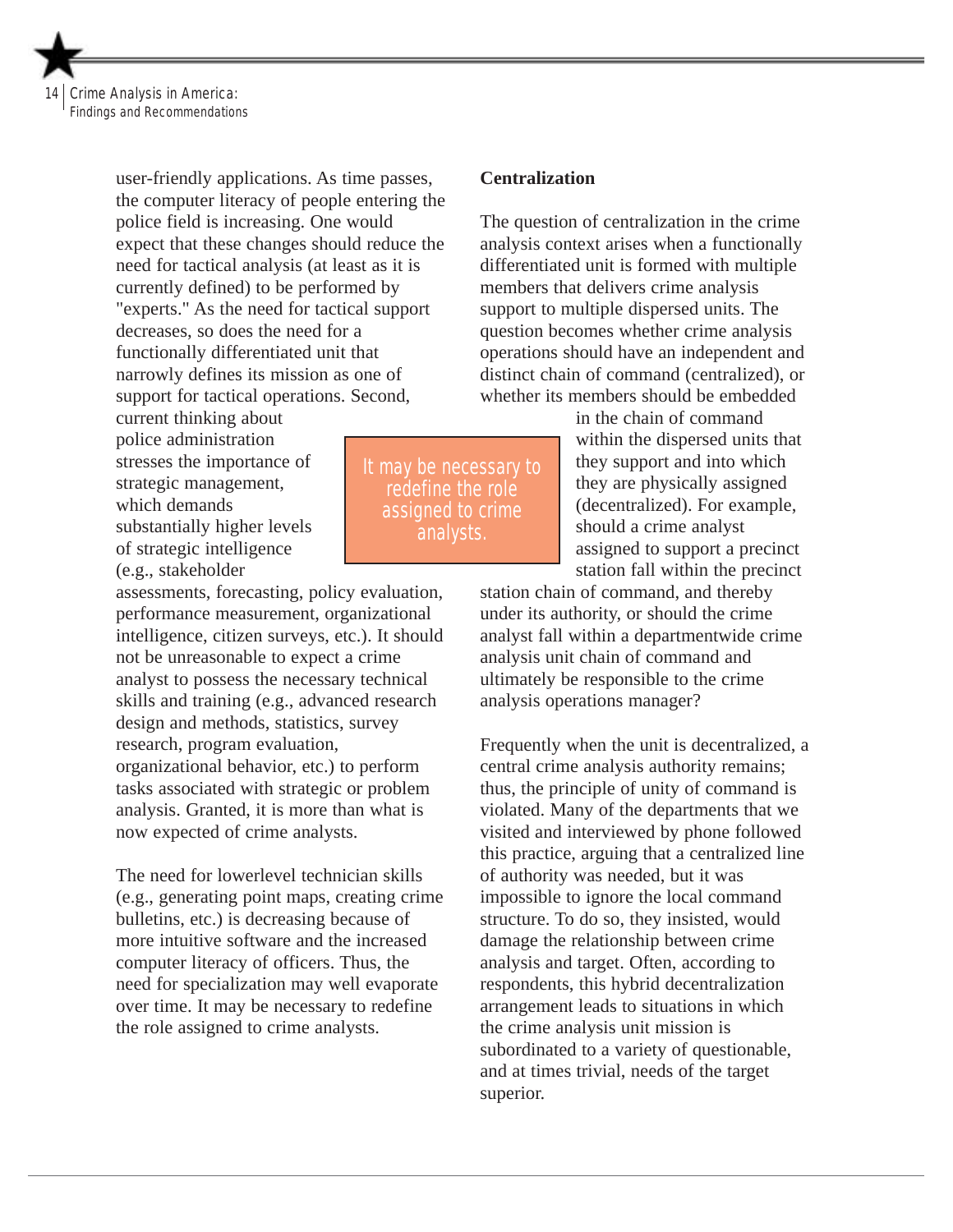user-friendly applications. As time passes, the computer literacy of people entering the police field is increasing. One would expect that these changes should reduce the need for tactical analysis (at least as it is currently defined) to be performed by "experts." As the need for tactical support decreases, so does the need for a functionally differentiated unit that narrowly defines its mission as one of support for tactical operations. Second, current thinking about police administration stresses the importance of strategic management, which demands substantially higher levels of strategic intelligence (e.g., stakeholder assessments, forecasting, policy evaluation, performance measurement, organizational intelligence, citizen surveys, etc.). It should not be unreasonable to expect a crime analyst to possess the necessary technical skills and training (e.g., advanced research design and methods, statistics, survey research, program evaluation, organizational behavior, etc.) to perform tasks associated with strategic or problem analysis. Granted, it is more than what is now expected of crime analysts.

> It may be necessary to redefine the role assigned to crime analysts.

The need for lowerlevel technician skills (e.g., generating point maps, creating crime bulletins, etc.) is decreasing because of more intuitive software and the increased computer literacy of officers. Thus, the need for specialization may well evaporate over time. It may be necessary to redefine the role assigned to crime analysts.

## Centralization

The question of centralization in the crime analysis context arises when a functionally differentiated unit is formed with multiple members that delivers crime analysis support to multiple dispersed units. The question becomes whether crime analysis operations should have an independent and distinct chain of command (centralized), or whether its members should be embedded in the chain of command within the dispersed units that they support and into which they are physically assigned (decentralized). For example, should a crime analyst assigned to support a precinct station fall within the precinct station chain of command, and thereby under its authority, or should the crime analyst fall within a departmentwide crime analysis unit chain of command and ultimately be responsible to the crime analysis operations manager?

Frequently when the unit is decentralized, a central crime analysis authority remains; thus, the principle of unity of command is violated. Many of the departments that we visited and interviewed by phone followed this practice, arguing that a centralized line of authority was needed, but it was impossible to ignore the local command structure. To do so, they insisted, would damage the relationship between crime analysis and target. Often, according to respondents, this hybrid decentralization arrangement leads to situations in which the crime analysis unit mission is subordinated to a variety of questionable, and at times trivial, needs of the target superior.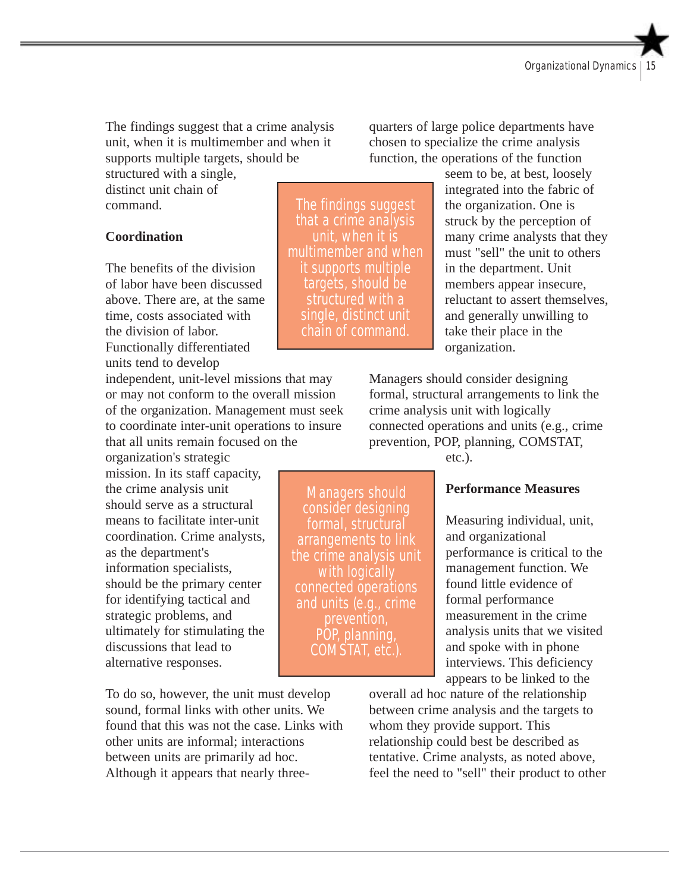The findings suggest that a crime analysis unit, when it is multimember and when it supports multiple targets, should be structured with a single, distinct unit chain of command.

> The findings suggest that a crime analysis unit, when it is multimember and when it supports multiple targets, should be structured with a single, distinct unit chain of command.

**Coordination**

The benefits of the division of labor have been discussed above. There are, at the same time, costs associated with the division of labor. Functionally differentiated units tend to develop independent, unit-level missions that may or may not conform to the overall mission of the organization. Management must seek to coordinate inter-unit operations to insure that all units remain focused on the organization's strategic mission. In its staff capacity, the crime analysis unit should serve as a structural means to facilitate inter-unit coordination. Crime analysts, as the department's information specialists, should be the primary center for identifying tactical and strategic problems, and ultimately for stimulating the discussions that lead to alternative responses.

To do so, however, the unit must develop sound, formal links with other units. We found that this was not the case. Links with other units are informal; interactions between units are primarily ad hoc. Although it appears that nearly three-quarters of large police departments have chosen to specialize the crime analysis function, the operations of the function seem to be, at best, loosely integrated into the fabric of the organization. One is struck by the perception of many crime analysts that they must "sell" the unit to others in the department. Unit members appear insecure, reluctant to assert themselves, and generally unwilling to take their place in the organization.

Managers should consider designing formal, structural arrangements to link the crime analysis unit with logically connected operations and units (e.g., crime prevention, POP, planning, COMSTAT, etc.).

> Managers should consider designing formal, structural arrangements to link the crime analysis unit with logically connected operations and units (e.g., crime prevention, POP, planning, COMSTAT, etc.).

**Performance Measures**

Measuring individual, unit, and organizational performance is critical to the management function. We found little evidence of formal performance measurement in the crime analysis units that we visited and spoke with in phone interviews. This deficiency appears to be linked to the overall ad hoc nature of the relationship between crime analysis and the targets to whom they provide support. This relationship could best be described as tentative. Crime analysts, as noted above, feel the need to "sell" their product to other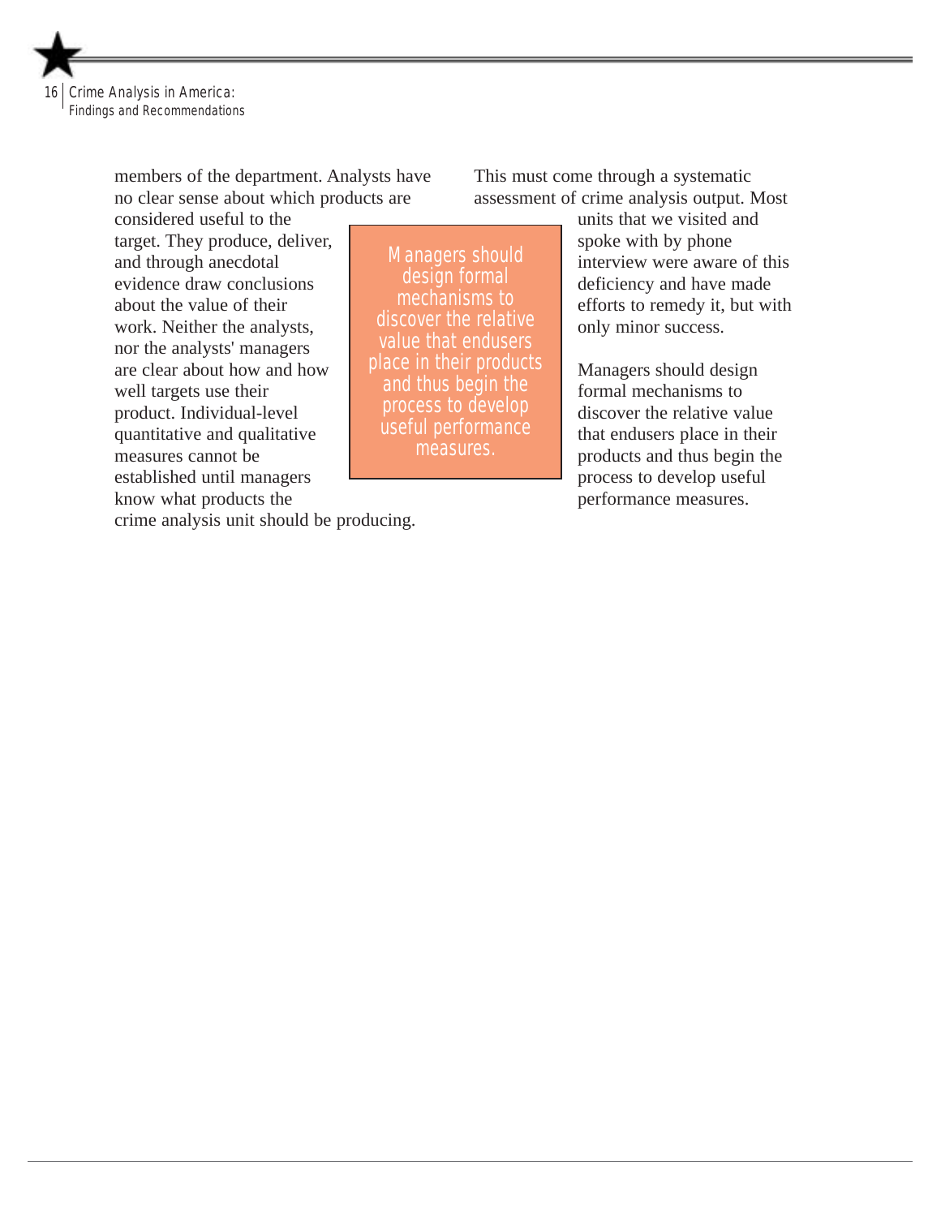members of the department. Analysts have no clear sense about which products are considered useful to the target. They produce, deliver, and through anecdotal evidence draw conclusions about the value of their work. Neither the analysts, nor the analysts' managers are clear about how and how well targets use their product. Individual-level quantitative and qualitative measures cannot be established until managers know what products the crime analysis unit should be producing.

> Managers should design formal mechanisms to discover the relative value that endusers place in their products and thus begin the process to develop useful performance measures.

This must come through a systematic assessment of crime analysis output. Most units that we visited and spoke with by phone interview were aware of this deficiency and have made efforts to remedy it, but with only minor success.

Managers should design formal mechanisms to discover the relative value that endusers place in their products and thus begin the process to develop useful performance measures.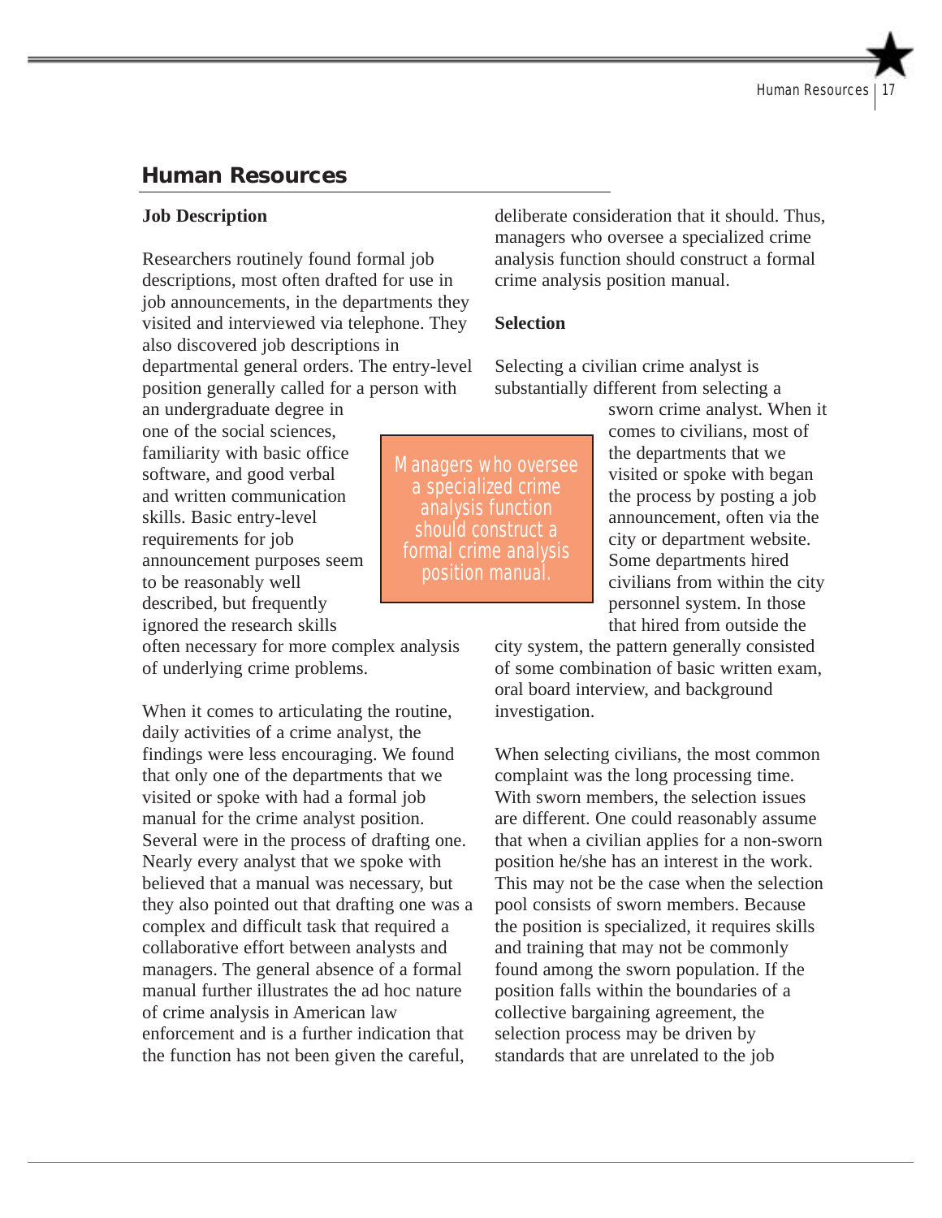## Human Resources

### Job Description

Researchers routinely found formal job descriptions, most often drafted for use in job announcements, in the departments they visited and interviewed via telephone. They also discovered job descriptions in departmental general orders. The entry-level position generally called for a person with an undergraduate degree in one of the social sciences, familiarity with basic office software, and good verbal and written communication skills. Basic entry-level requirements for job announcement purposes seem to be reasonably well described, but frequently ignored the research skills often necessary for more complex analysis of underlying crime problems.

When it comes to articulating the routine, daily activities of a crime analyst, the findings were less encouraging. We found that only one of the departments that we visited or spoke with had a formal job manual for the crime analyst position. Several were in the process of drafting one. Nearly every analyst that we spoke with believed that a manual was necessary, but they also pointed out that drafting one was a complex and difficult task that required a collaborative effort between analysts and managers. The general absence of a formal manual further illustrates the ad hoc nature of crime analysis in American law enforcement and is a further indication that the function has not been given the careful, deliberate consideration that it should. Thus, managers who oversee a specialized crime analysis function should construct a formal crime analysis position manual.

> Managers who oversee a specialized crime analysis function should construct a formal crime analysis position manual.

### Selection

Selecting a civilian crime analyst is substantially different from selecting a sworn crime analyst. When it comes to civilians, most of the departments that we visited or spoke with began the process by posting a job announcement, often via the city or department website. Some departments hired civilians from within the city personnel system. In those that hired from outside the city system, the pattern generally consisted of some combination of basic written exam, oral board interview, and background investigation.

When selecting civilians, the most common complaint was the long processing time. With sworn members, the selection issues are different. One could reasonably assume that when a civilian applies for a non-sworn position he/she has an interest in the work. This may not be the case when the selection pool consists of sworn members. Because the position is specialized, it requires skills and training that may not be commonly found among the sworn population. If the position falls within the boundaries of a collective bargaining agreement, the selection process may be driven by standards that are unrelated to the job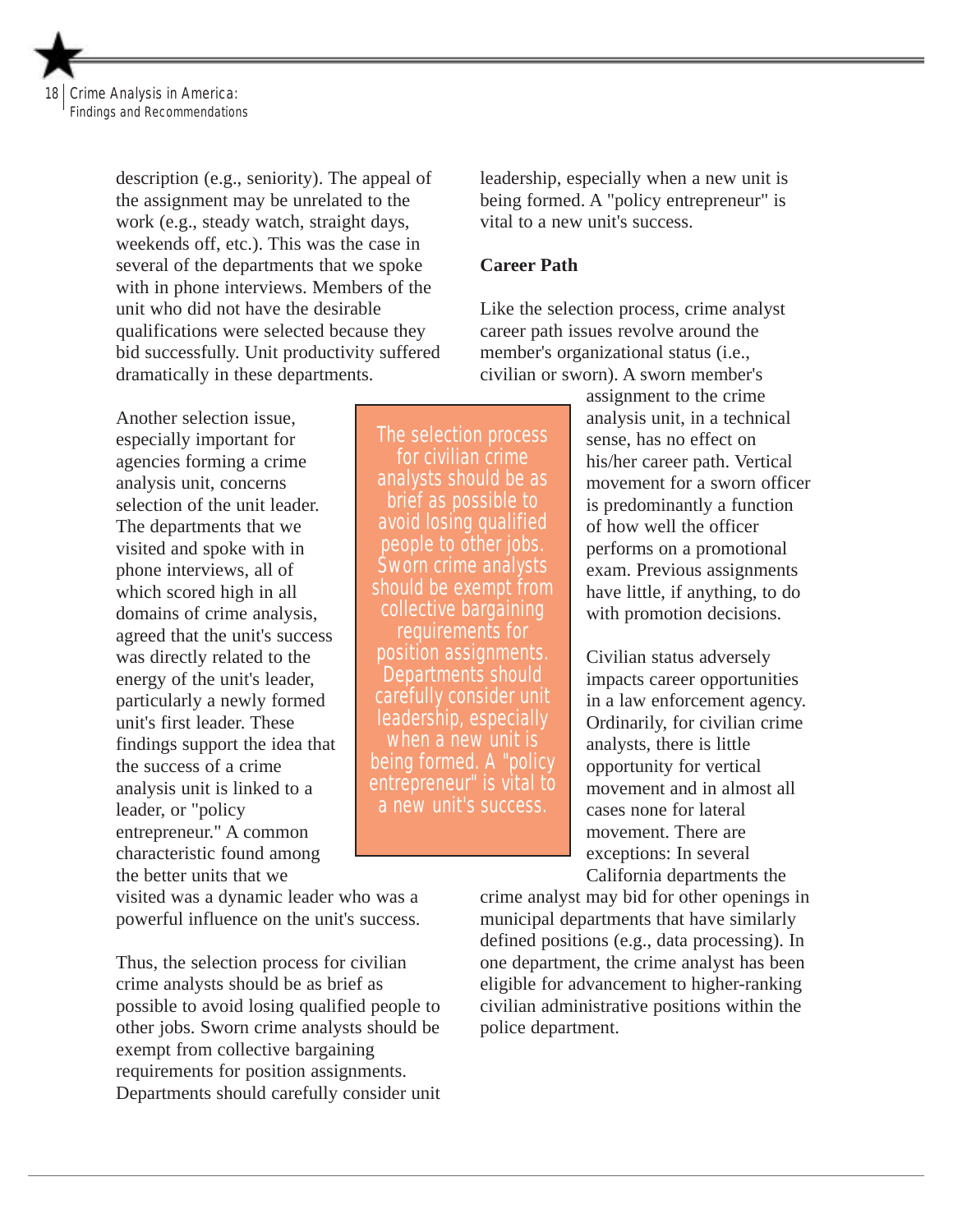description (e.g., seniority). The appeal of the assignment may be unrelated to the work (e.g., steady watch, straight days, weekends off, etc.). This was the case in several of the departments that we spoke with in phone interviews. Members of the unit who did not have the desirable qualifications were selected because they bid successfully. Unit productivity suffered dramatically in these departments.

Another selection issue, especially important for agencies forming a crime analysis unit, concerns selection of the unit leader. The departments that we visited and spoke with in phone interviews, all of which scored high in all domains of crime analysis, agreed that the unit's success was directly related to the energy of the unit's leader, particularly a newly formed unit's first leader. These findings support the idea that the success of a crime analysis unit is linked to a leader, or "policy entrepreneur." A common characteristic found among the better units that we visited was a dynamic leader who was a powerful influence on the unit's success.

> The selection process for civilian crime analysts should be as brief as possible to avoid losing qualified people to other jobs. Sworn crime analysts should be exempt from collective bargaining requirements for position assignments. Departments should carefully consider unit leadership, especially when a new unit is being formed. A "policy entrepreneur" is vital to a new unit's success.

Thus, the selection process for civilian crime analysts should be as brief as possible to avoid losing qualified people to other jobs. Sworn crime analysts should be exempt from collective bargaining requirements for position assignments. Departments should carefully consider unit leadership, especially when a new unit is being formed. A "policy entrepreneur" is vital to a new unit's success.

**Career Path**

Like the selection process, crime analyst career path issues revolve around the member's organizational status (i.e., civilian or sworn). A sworn member's assignment to the crime analysis unit, in a technical sense, has no effect on his/her career path. Vertical movement for a sworn officer is predominantly a function of how well the officer performs on a promotional exam. Previous assignments have little, if anything, to do with promotion decisions.

Civilian status adversely impacts career opportunities in a law enforcement agency. Ordinarily, for civilian crime analysts, there is little opportunity for vertical movement and in almost all cases none for lateral movement. There are exceptions: In several California departments the crime analyst may bid for other openings in municipal departments that have similarly defined positions (e.g., data processing). In one department, the crime analyst has been eligible for advancement to higher-ranking civilian administrative positions within the police department.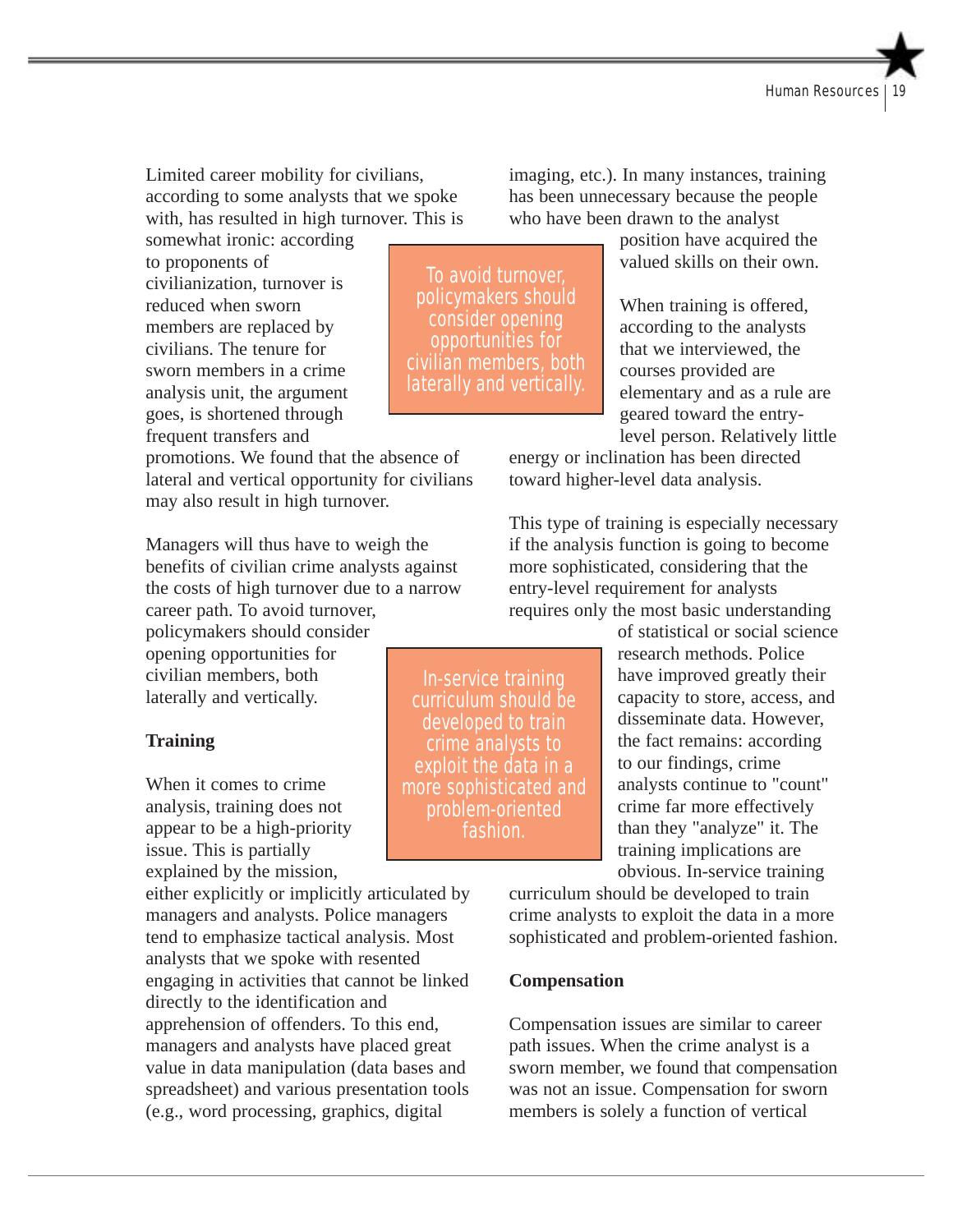Limited career mobility for civilians, according to some analysts that we spoke with, has resulted in high turnover. This is somewhat ironic: according to proponents of civilianization, turnover is reduced when sworn members are replaced by civilians. The tenure for sworn members in a crime analysis unit, the argument goes, is shortened through frequent transfers and promotions. We found that the absence of lateral and vertical opportunity for civilians may also result in high turnover.

> To avoid turnover, policymakers should consider opening opportunities for civilian members, both laterally and vertically.

Managers will thus have to weigh the benefits of civilian crime analysts against the costs of high turnover due to a narrow career path. To avoid turnover, policymakers should consider opening opportunities for civilian members, both laterally and vertically.

### Training

When it comes to crime analysis, training does not appear to be a high-priority issue. This is partially explained by the mission, either explicitly or implicitly articulated by managers and analysts. Police managers tend to emphasize tactical analysis. Most analysts that we spoke with resented engaging in activities that cannot be linked directly to the identification and apprehension of offenders. To this end, managers and analysts have placed great value in data manipulation (data bases and spreadsheet) and various presentation tools (e.g., word processing, graphics, digital imaging, etc.). In many instances, training has been unnecessary because the people who have been drawn to the analyst position have acquired the valued skills on their own.

When training is offered, according to the analysts that we interviewed, the courses provided are elementary and as a rule are geared toward the entry-level person. Relatively little energy or inclination has been directed toward higher-level data analysis.

> In-service training curriculum should be developed to train crime analysts to exploit the data in a more sophisticated and problem-oriented fashion.

This type of training is especially necessary if the analysis function is going to become more sophisticated, considering that the entry-level requirement for analysts requires only the most basic understanding of statistical or social science research methods. Police have improved greatly their capacity to store, access, and disseminate data. However, the fact remains: according to our findings, crime analysts continue to "count" crime far more effectively than they "analyze" it. The training implications are obvious. In-service training curriculum should be developed to train crime analysts to exploit the data in a more sophisticated and problem-oriented fashion.

### Compensation

Compensation issues are similar to career path issues. When the crime analyst is a sworn member, we found that compensation was not an issue. Compensation for sworn members is solely a function of vertical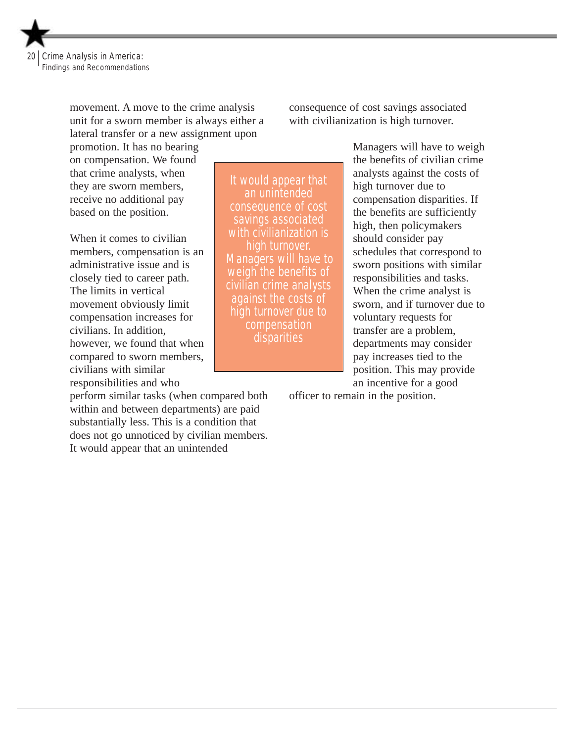movement. A move to the crime analysis unit for a sworn member is always either a lateral transfer or a new assignment upon promotion. It has no bearing on compensation. We found that crime analysts, when they are sworn members, receive no additional pay based on the position.

When it comes to civilian members, compensation is an administrative issue and is closely tied to career path. The limits in vertical movement obviously limit compensation increases for civilians. In addition, however, we found that when compared to sworn members, civilians with similar responsibilities and who perform similar tasks (when compared both within and between departments) are paid substantially less. This is a condition that does not go unnoticed by civilian members. It would appear that an unintended consequence of cost savings associated with civilianization is high turnover.

> It would appear that an unintended consequence of cost savings associated with civilianization is high turnover. Managers will have to weigh the benefits of civilian crime analysts against the costs of high turnover due to compensation disparities

Managers will have to weigh the benefits of civilian crime analysts against the costs of high turnover due to compensation disparities. If the benefits are sufficiently high, then policymakers should consider pay schedules that correspond to sworn positions with similar responsibilities and tasks. When the crime analyst is sworn, and if turnover due to voluntary requests for transfer are a problem, departments may consider pay increases tied to the position. This may provide an incentive for a good officer to remain in the position.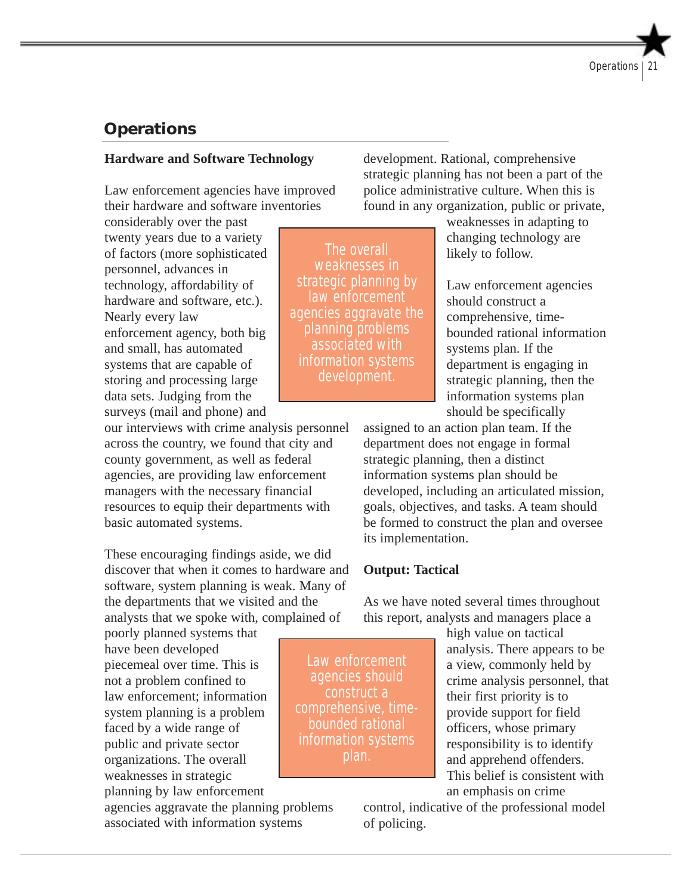# Operations

### Hardware and Software Technology

Law enforcement agencies have improved their hardware and software inventories considerably over the past twenty years due to a variety of factors (more sophisticated personnel, advances in technology, affordability of hardware and software, etc.). Nearly every law enforcement agency, both big and small, has automated systems that are capable of storing and processing large data sets. Judging from the surveys (mail and phone) and our interviews with crime analysis personnel across the country, we found that city and county government, as well as federal agencies, are providing law enforcement managers with the necessary financial resources to equip their departments with basic automated systems.

> The overall weaknesses in strategic planning by law enforcement agencies aggravate the planning problems associated with information systems development.

These encouraging findings aside, we did discover that when it comes to hardware and software, system planning is weak. Many of the departments that we visited and the analysts that we spoke with, complained of poorly planned systems that have been developed piecemeal over time. This is not a problem confined to law enforcement; information system planning is a problem faced by a wide range of public and private sector organizations. The overall weaknesses in strategic planning by law enforcement agencies aggravate the planning problems associated with information systems development. Rational, comprehensive strategic planning has not been a part of the police administrative culture. When this is found in any organization, public or private, weaknesses in adapting to changing technology are likely to follow.

> Law enforcement agencies should construct a comprehensive, time-bounded rational information systems plan.

Law enforcement agencies should construct a comprehensive, time-bounded rational information systems plan. If the department is engaging in strategic planning, then the information systems plan should be specifically assigned to an action plan team. If the department does not engage in formal strategic planning, then a distinct information systems plan should be developed, including an articulated mission, goals, objectives, and tasks. A team should be formed to construct the plan and oversee its implementation.

### Output: Tactical

As we have noted several times throughout this report, analysts and managers place a high value on tactical analysis. There appears to be a view, commonly held by crime analysis personnel, that their first priority is to provide support for field officers, whose primary responsibility is to identify and apprehend offenders. This belief is consistent with an emphasis on crime control, indicative of the professional model of policing.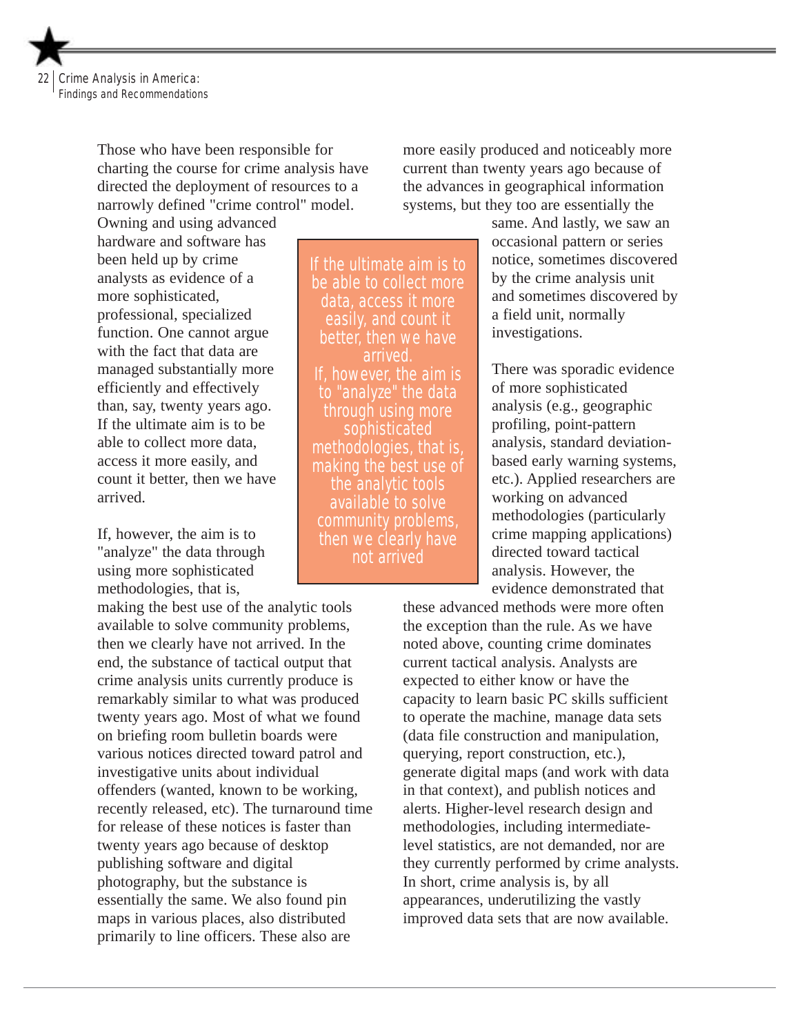Those who have been responsible for charting the course for crime analysis have directed the deployment of resources to a narrowly defined "crime control" model. Owning and using advanced hardware and software has been held up by crime analysts as evidence of a more sophisticated, professional, specialized function. One cannot argue with the fact that data are managed substantially more efficiently and effectively than, say, twenty years ago. If the ultimate aim is to be able to collect more data, access it more easily, and count it better, then we have arrived.

> If the ultimate aim is to be able to collect more data, access it more easily, and count it better, then we have arrived. If, however, the aim is to "analyze" the data through using more sophisticated methodologies, that is, making the best use of the analytic tools available to solve community problems, then we clearly have not arrived

If, however, the aim is to "analyze" the data through using more sophisticated methodologies, that is, making the best use of the analytic tools available to solve community problems, then we clearly have not arrived. In the end, the substance of tactical output that crime analysis units currently produce is remarkably similar to what was produced twenty years ago. Most of what we found on briefing room bulletin boards were various notices directed toward patrol and investigative units about individual offenders (wanted, known to be working, recently released, etc). The turnaround time for release of these notices is faster than twenty years ago because of desktop publishing software and digital photography, but the substance is essentially the same. We also found pin maps in various places, also distributed primarily to line officers. These also are more easily produced and noticeably more current than twenty years ago because of the advances in geographical information systems, but they too are essentially the same. And lastly, we saw an occasional pattern or series notice, sometimes discovered by the crime analysis unit and sometimes discovered by a field unit, normally investigations.

There was sporadic evidence of more sophisticated analysis (e.g., geographic profiling, point-pattern analysis, standard deviation-based early warning systems, etc.). Applied researchers are working on advanced methodologies (particularly crime mapping applications) directed toward tactical analysis. However, the evidence demonstrated that these advanced methods were more often the exception than the rule. As we have noted above, counting crime dominates current tactical analysis. Analysts are expected to either know or have the capacity to learn basic PC skills sufficient to operate the machine, manage data sets (data file construction and manipulation, querying, report construction, etc.), generate digital maps (and work with data in that context), and publish notices and alerts. Higher-level research design and methodologies, including intermediate-level statistics, are not demanded, nor are they currently performed by crime analysts. In short, crime analysis is, by all appearances, underutilizing the vastly improved data sets that are now available.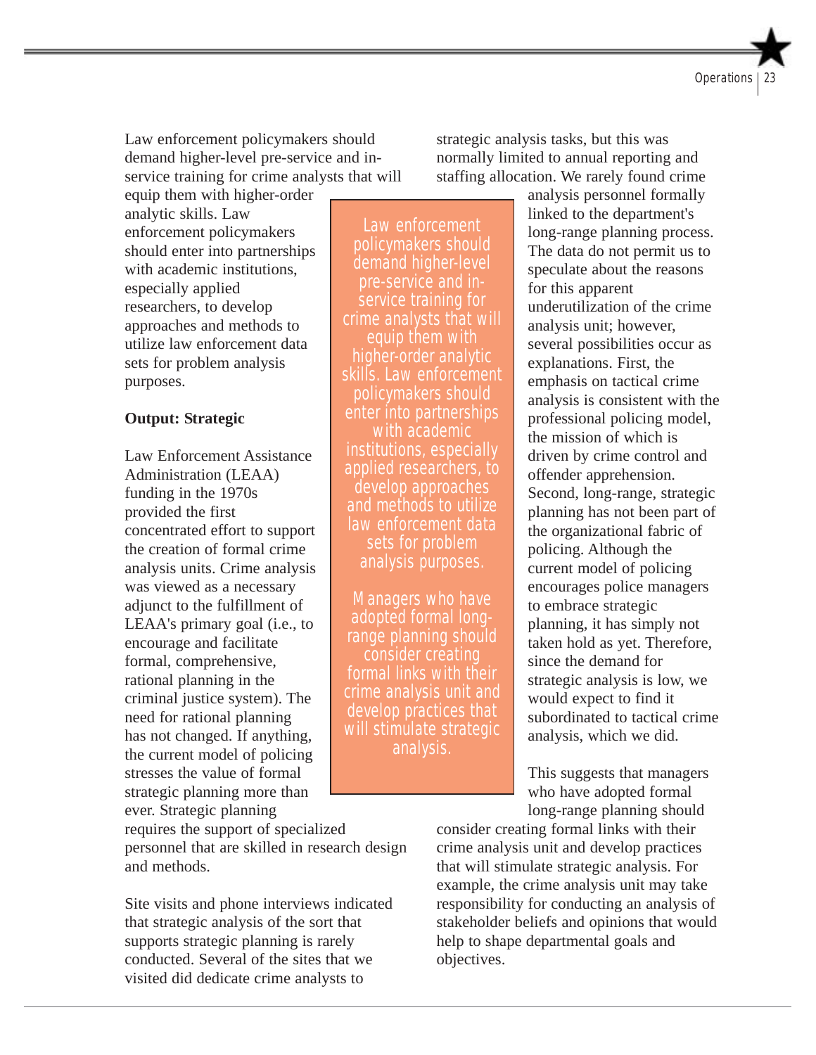Law enforcement policymakers should demand higher-level pre-service and in-service training for crime analysts that will equip them with higher-order analytic skills. Law enforcement policymakers should enter into partnerships with academic institutions, especially applied researchers, to develop approaches and methods to utilize law enforcement data sets for problem analysis purposes.

> Law enforcement policymakers should demand higher-level pre-service and in-service training for crime analysts that will equip them with higher-order analytic skills. Law enforcement policymakers should enter into partnerships with academic institutions, especially applied researchers, to develop approaches and methods to utilize law enforcement data sets for problem analysis purposes.
>
> Managers who have adopted formal long-range planning should consider creating formal links with their crime analysis unit and develop practices that will stimulate strategic analysis.

**Output: Strategic**

Law Enforcement Assistance Administration (LEAA) funding in the 1970s provided the first concentrated effort to support the creation of formal crime analysis units. Crime analysis was viewed as a necessary adjunct to the fulfillment of LEAA's primary goal (i.e., to encourage and facilitate formal, comprehensive, rational planning in the criminal justice system). The need for rational planning has not changed. If anything, the current model of policing stresses the value of formal strategic planning more than ever. Strategic planning requires the support of specialized personnel that are skilled in research design and methods.

Site visits and phone interviews indicated that strategic analysis of the sort that supports strategic planning is rarely conducted. Several of the sites that we visited did dedicate crime analysts to strategic analysis tasks, but this was normally limited to annual reporting and staffing allocation. We rarely found crime analysis personnel formally linked to the department's long-range planning process. The data do not permit us to speculate about the reasons for this apparent underutilization of the crime analysis unit; however, several possibilities occur as explanations. First, the emphasis on tactical crime analysis is consistent with the professional policing model, the mission of which is driven by crime control and offender apprehension. Second, long-range, strategic planning has not been part of the organizational fabric of policing. Although the current model of policing encourages police managers to embrace strategic planning, it has simply not taken hold as yet. Therefore, since the demand for strategic analysis is low, we would expect to find it subordinated to tactical crime analysis, which we did.

This suggests that managers who have adopted formal long-range planning should consider creating formal links with their crime analysis unit and develop practices that will stimulate strategic analysis. For example, the crime analysis unit may take responsibility for conducting an analysis of stakeholder beliefs and opinions that would help to shape departmental goals and objectives.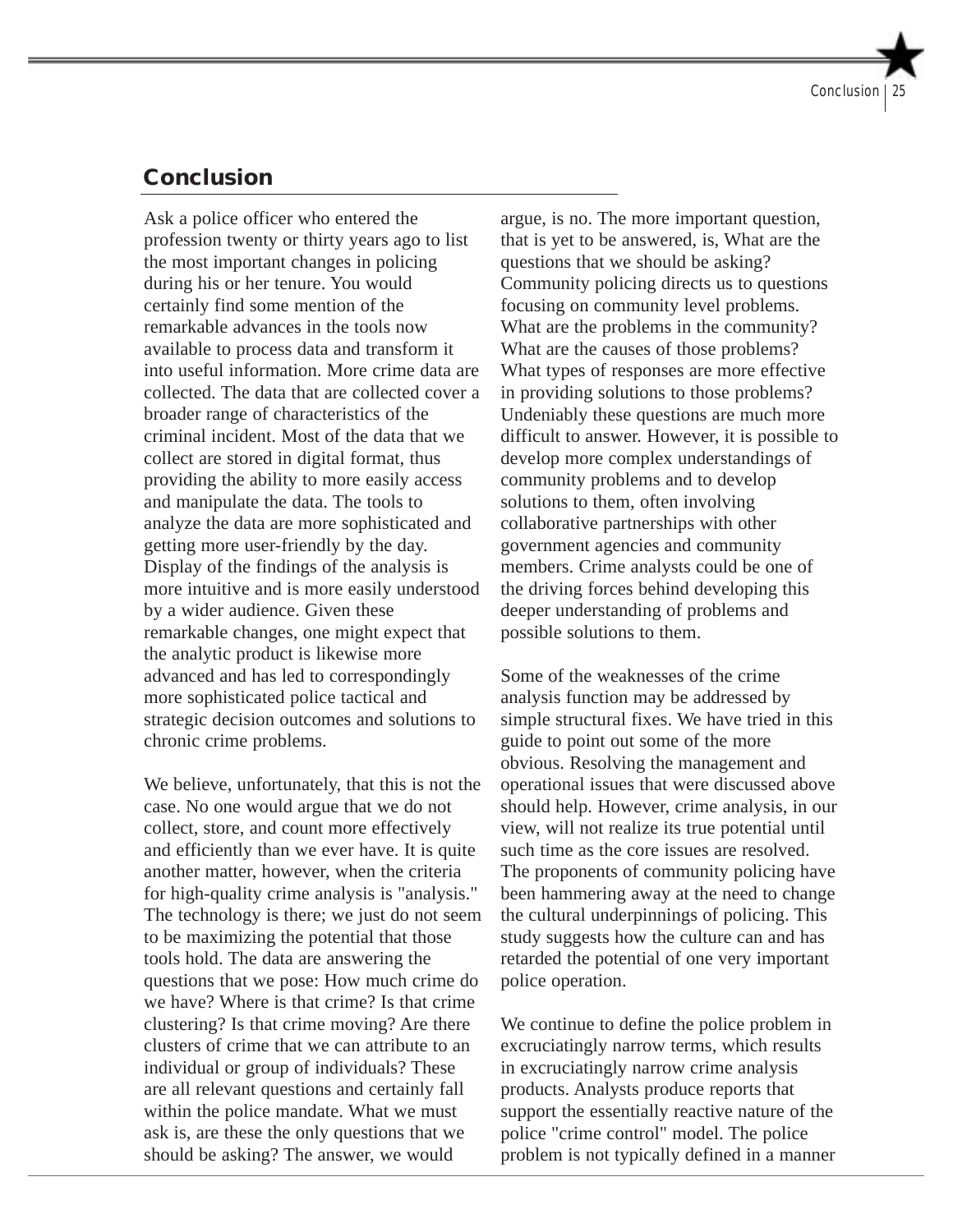## Conclusion

Ask a police officer who entered the profession twenty or thirty years ago to list the most important changes in policing during his or her tenure. You would certainly find some mention of the remarkable advances in the tools now available to process data and transform it into useful information. More crime data are collected. The data that are collected cover a broader range of characteristics of the criminal incident. Most of the data that we collect are stored in digital format, thus providing the ability to more easily access and manipulate the data. The tools to analyze the data are more sophisticated and getting more user-friendly by the day. Display of the findings of the analysis is more intuitive and is more easily understood by a wider audience. Given these remarkable changes, one might expect that the analytic product is likewise more advanced and has led to correspondingly more sophisticated police tactical and strategic decision outcomes and solutions to chronic crime problems.

We believe, unfortunately, that this is not the case. No one would argue that we do not collect, store, and count more effectively and efficiently than we ever have. It is quite another matter, however, when the criteria for high-quality crime analysis is "analysis." The technology is there; we just do not seem to be maximizing the potential that those tools hold. The data are answering the questions that we pose: How much crime do we have? Where is that crime? Is that crime clustering? Is that crime moving? Are there clusters of crime that we can attribute to an individual or group of individuals? These are all relevant questions and certainly fall within the police mandate. What we must ask is, are these the only questions that we should be asking? The answer, we would argue, is no. The more important question, that is yet to be answered, is, What are the questions that we should be asking? Community policing directs us to questions focusing on community level problems. What are the problems in the community? What are the causes of those problems? What types of responses are more effective in providing solutions to those problems? Undeniably these questions are much more difficult to answer. However, it is possible to develop more complex understandings of community problems and to develop solutions to them, often involving collaborative partnerships with other government agencies and community members. Crime analysts could be one of the driving forces behind developing this deeper understanding of problems and possible solutions to them.

Some of the weaknesses of the crime analysis function may be addressed by simple structural fixes. We have tried in this guide to point out some of the more obvious. Resolving the management and operational issues that were discussed above should help. However, crime analysis, in our view, will not realize its true potential until such time as the core issues are resolved. The proponents of community policing have been hammering away at the need to change the cultural underpinnings of policing. This study suggests how the culture can and has retarded the potential of one very important police operation.

We continue to define the police problem in excruciatingly narrow terms, which results in excruciatingly narrow crime analysis products. Analysts produce reports that support the essentially reactive nature of the police "crime control" model. The police problem is not typically defined in a manner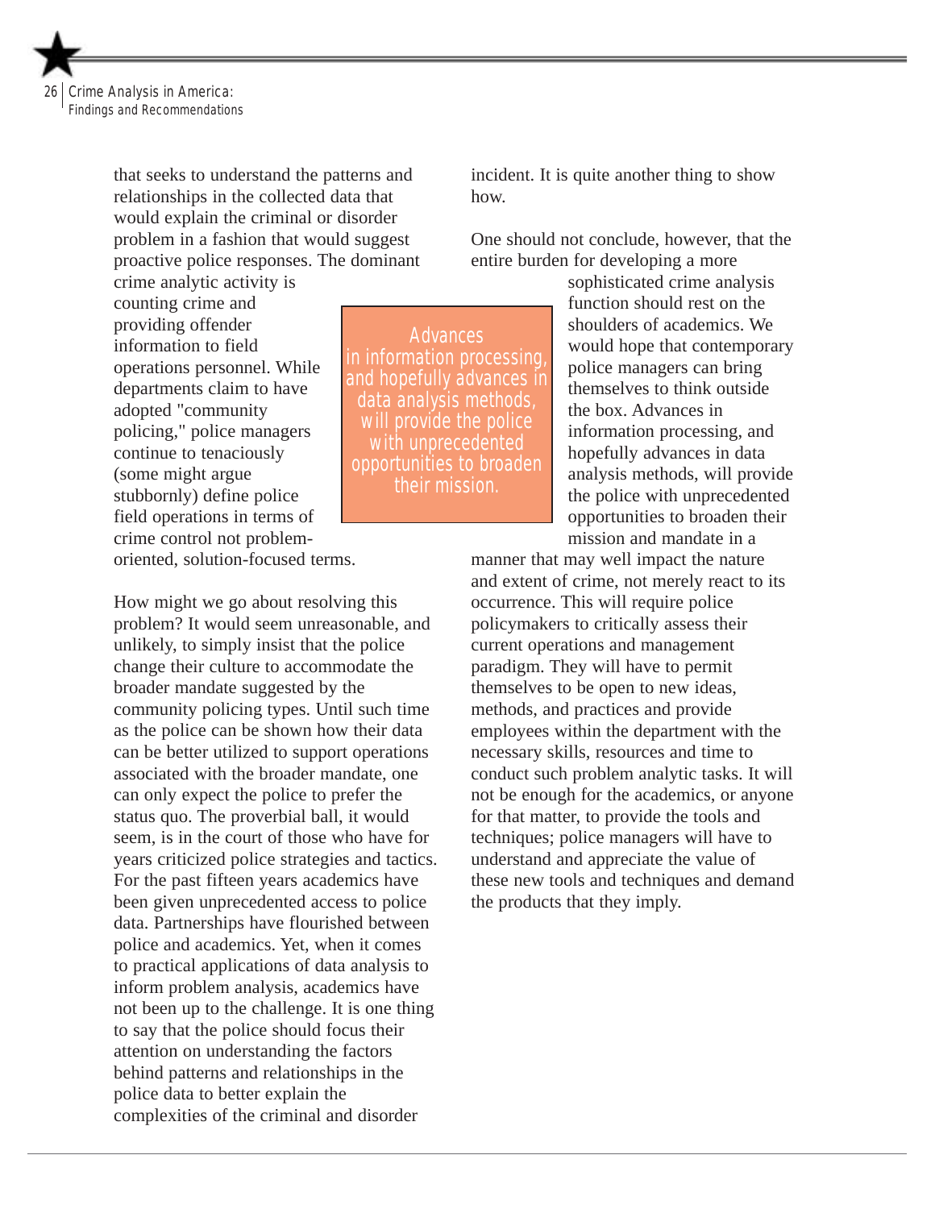that seeks to understand the patterns and relationships in the collected data that would explain the criminal or disorder problem in a fashion that would suggest proactive police responses. The dominant crime analytic activity is counting crime and providing offender information to field operations personnel. While departments claim to have adopted "community policing," police managers continue to tenaciously (some might argue stubbornly) define police field operations in terms of crime control not problem-oriented, solution-focused terms.

> Advances in information processing, and hopefully advances in data analysis methods, will provide the police with unprecedented opportunities to broaden their mission.

How might we go about resolving this problem? It would seem unreasonable, and unlikely, to simply insist that the police change their culture to accommodate the broader mandate suggested by the community policing types. Until such time as the police can be shown how their data can be better utilized to support operations associated with the broader mandate, one can only expect the police to prefer the status quo. The proverbial ball, it would seem, is in the court of those who have for years criticized police strategies and tactics. For the past fifteen years academics have been given unprecedented access to police data. Partnerships have flourished between police and academics. Yet, when it comes to practical applications of data analysis to inform problem analysis, academics have not been up to the challenge. It is one thing to say that the police should focus their attention on understanding the factors behind patterns and relationships in the police data to better explain the complexities of the criminal and disorder incident. It is quite another thing to show how.

One should not conclude, however, that the entire burden for developing a more sophisticated crime analysis function should rest on the shoulders of academics. We would hope that contemporary police managers can bring themselves to think outside the box. Advances in information processing, and hopefully advances in data analysis methods, will provide the police with unprecedented opportunities to broaden their mission and mandate in a manner that may well impact the nature and extent of crime, not merely react to its occurrence. This will require police policymakers to critically assess their current operations and management paradigm. They will have to permit themselves to be open to new ideas, methods, and practices and provide employees within the department with the necessary skills, resources and time to conduct such problem analytic tasks. It will not be enough for the academics, or anyone for that matter, to provide the tools and techniques; police managers will have to understand and appreciate the value of these new tools and techniques and demand the products that they imply.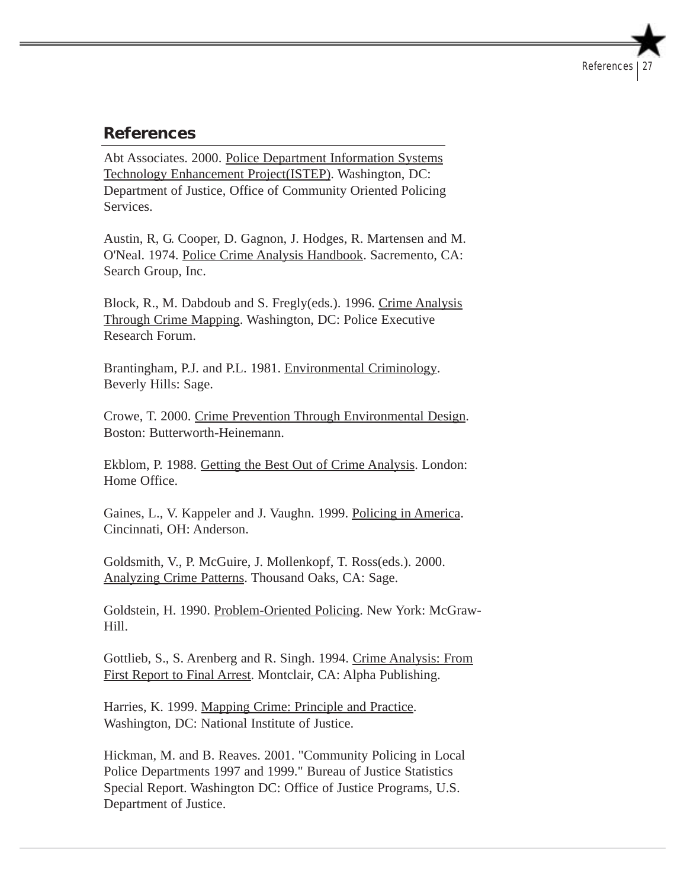## References

Abt Associates. 2000. Police Department Information Systems Technology Enhancement Project(ISTEP). Washington, DC: Department of Justice, Office of Community Oriented Policing Services.

Austin, R, G. Cooper, D. Gagnon, J. Hodges, R. Martensen and M. O'Neal. 1974. Police Crime Analysis Handbook. Sacremento, CA: Search Group, Inc.

Block, R., M. Dabdoub and S. Fregly(eds.). 1996. Crime Analysis Through Crime Mapping. Washington, DC: Police Executive Research Forum.

Brantingham, P.J. and P.L. 1981. Environmental Criminology. Beverly Hills: Sage.

Crowe, T. 2000. Crime Prevention Through Environmental Design. Boston: Butterworth-Heinemann.

Ekblom, P. 1988. Getting the Best Out of Crime Analysis. London: Home Office.

Gaines, L., V. Kappeler and J. Vaughn. 1999. Policing in America. Cincinnati, OH: Anderson.

Goldsmith, V., P. McGuire, J. Mollenkopf, T. Ross(eds.). 2000. Analyzing Crime Patterns. Thousand Oaks, CA: Sage.

Goldstein, H. 1990. Problem-Oriented Policing. New York: McGraw-Hill.

Gottlieb, S., S. Arenberg and R. Singh. 1994. Crime Analysis: From First Report to Final Arrest. Montclair, CA: Alpha Publishing.

Harries, K. 1999. Mapping Crime: Principle and Practice. Washington, DC: National Institute of Justice.

Hickman, M. and B. Reaves. 2001. "Community Policing in Local Police Departments 1997 and 1999." Bureau of Justice Statistics Special Report. Washington DC: Office of Justice Programs, U.S. Department of Justice.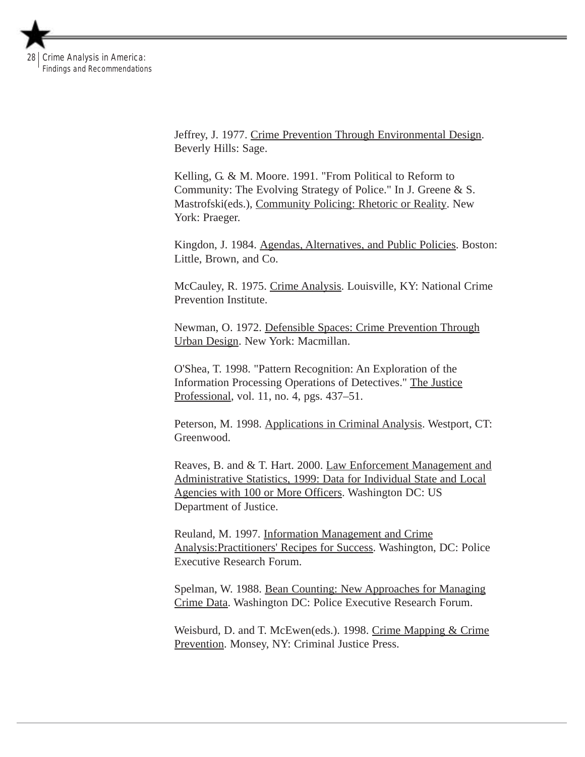Jeffrey, J. 1977. Crime Prevention Through Environmental Design. Beverly Hills: Sage.

Kelling, G. & M. Moore. 1991. "From Political to Reform to Community: The Evolving Strategy of Police." In J. Greene & S. Mastrofski(eds.), Community Policing: Rhetoric or Reality. New York: Praeger.

Kingdon, J. 1984. Agendas, Alternatives, and Public Policies. Boston: Little, Brown, and Co.

McCauley, R. 1975. Crime Analysis. Louisville, KY: National Crime Prevention Institute.

Newman, O. 1972. Defensible Spaces: Crime Prevention Through Urban Design. New York: Macmillan.

O'Shea, T. 1998. "Pattern Recognition: An Exploration of the Information Processing Operations of Detectives." The Justice Professional, vol. 11, no. 4, pgs. 437–51.

Peterson, M. 1998. Applications in Criminal Analysis. Westport, CT: Greenwood.

Reaves, B. and & T. Hart. 2000. Law Enforcement Management and Administrative Statistics, 1999: Data for Individual State and Local Agencies with 100 or More Officers. Washington DC: US Department of Justice.

Reuland, M. 1997. Information Management and Crime Analysis:Practitioners' Recipes for Success. Washington, DC: Police Executive Research Forum.

Spelman, W. 1988. Bean Counting: New Approaches for Managing Crime Data. Washington DC: Police Executive Research Forum.

Weisburd, D. and T. McEwen(eds.). 1998. Crime Mapping & Crime Prevention. Monsey, NY: Criminal Justice Press.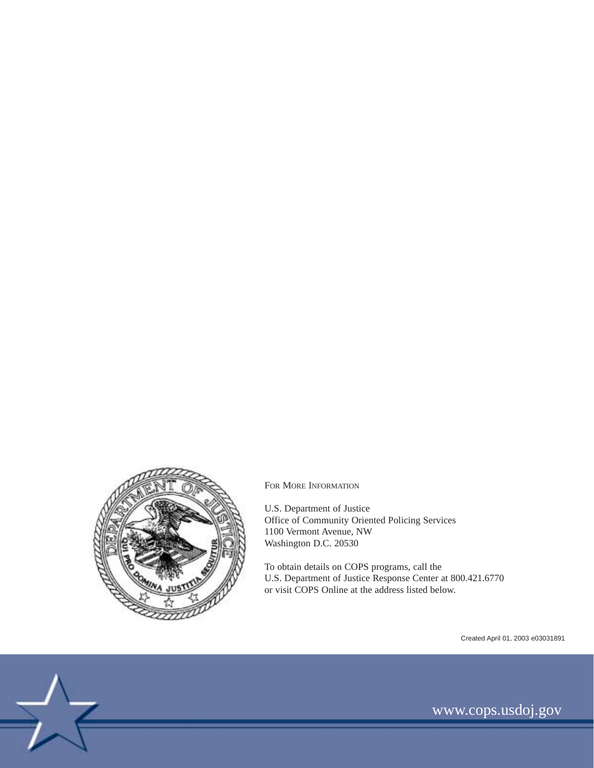For More Information

U.S. Department of Justice
Office of Community Oriented Policing Services
1100 Vermont Avenue, NW
Washington D.C. 20530

To obtain details on COPS programs, call the
U.S. Department of Justice Response Center at 800.421.6770
or visit COPS Online at the address listed below.

Created April 01, 2003 e03031891

www.cops.usdoj.gov